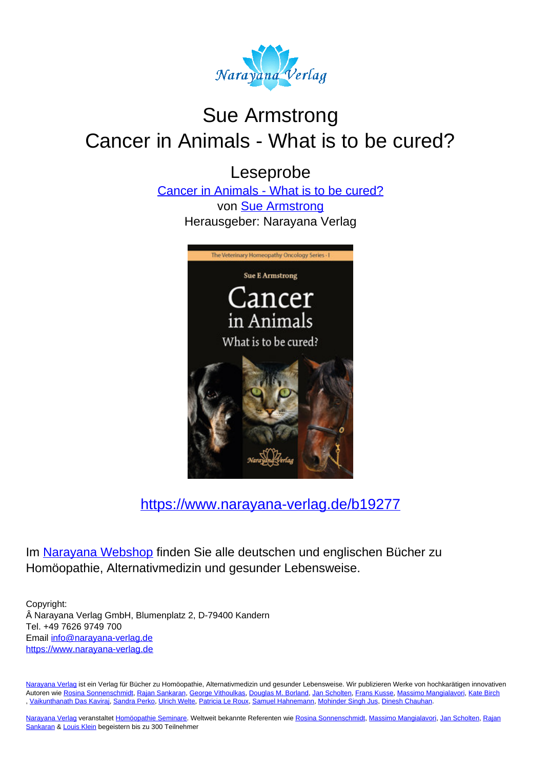# Sue Armstrong
# Cancer in Animals - What is to be cured?

## Leseprobe

Cancer in Animals - What is to be cured?
von Sue Armstrong
Herausgeber: Narayana Verlag

https://www.narayana-verlag.de/b19277

Im Narayana Webshop finden Sie alle deutschen und englischen Bücher zu Homöopathie, Alternativmedizin und gesunder Lebensweise.

Copyright:
Â Narayana Verlag GmbH, Blumenplatz 2, D-79400 Kandern
Tel. +49 7626 9749 700
Email info@narayana-verlag.de
https://www.narayana-verlag.de

Narayana Verlag ist ein Verlag für Bücher zu Homöopathie, Alternativmedizin und gesunder Lebensweise. Wir publizieren Werke von hochkarätigen innovativen Autoren wie Rosina Sonnenschmidt, Rajan Sankaran, George Vithoulkas, Douglas M. Borland, Jan Scholten, Frans Kusse, Massimo Mangialavori, Kate Birch, Vaikunthanath Das Kaviraj, Sandra Perko, Ulrich Welte, Patricia Le Roux, Samuel Hahnemann, Mohinder Singh Jus, Dinesh Chauhan.

Narayana Verlag veranstaltet Homöopathie Seminare. Weltweit bekannte Referenten wie Rosina Sonnenschmidt, Massimo Mangialavori, Jan Scholten, Rajan Sankaran & Louis Klein begeistern bis zu 300 Teilnehmer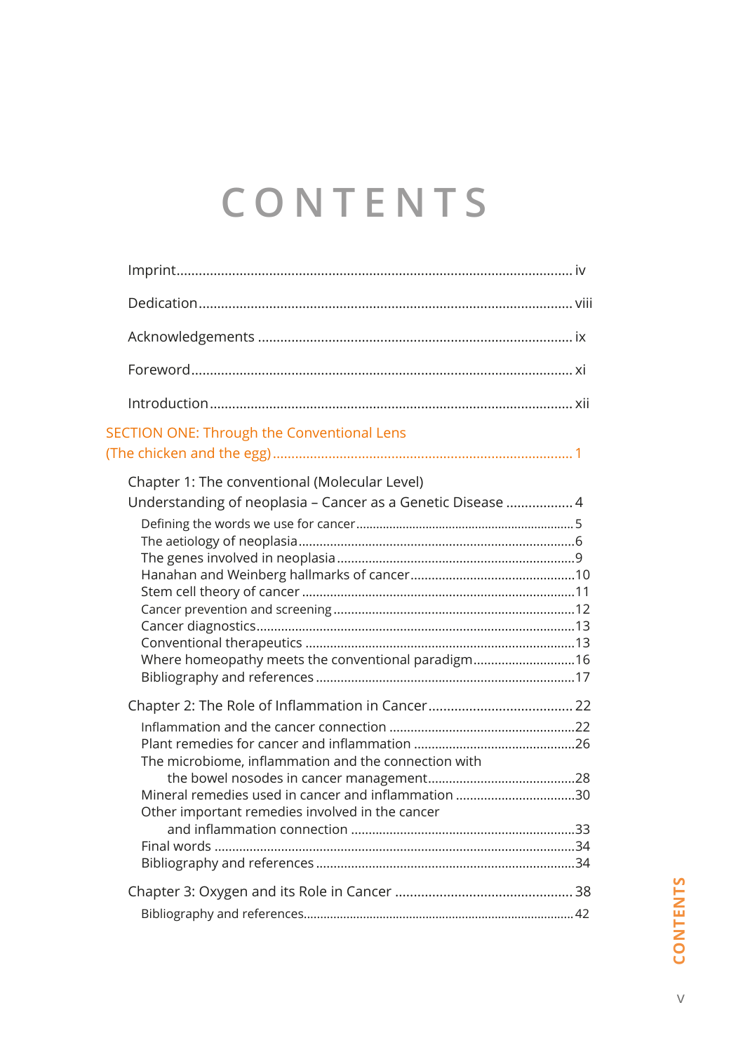# CONTENTS

Imprint ........ iv

Dedication ........ viii

Acknowledgements ........ ix

Foreword ........ xi

Introduction ........ xii

SECTION ONE: Through the Conventional Lens
(The chicken and the egg) ........ 1

Chapter 1: The conventional (Molecular Level)
Understanding of neoplasia – Cancer as a Genetic Disease ........ 4

- Defining the words we use for cancer ........ 5
- The aetiology of neoplasia ........ 6
- The genes involved in neoplasia ........ 9
- Hanahan and Weinberg hallmarks of cancer ........ 10
- Stem cell theory of cancer ........ 11
- Cancer prevention and screening ........ 12
- Cancer diagnostics ........ 13
- Conventional therapeutics ........ 13
- Where homeopathy meets the conventional paradigm ........ 16
- Bibliography and references ........ 17

Chapter 2: The Role of Inflammation in Cancer ........ 22

- Inflammation and the cancer connection ........ 22
- Plant remedies for cancer and inflammation ........ 26
- The microbiome, inflammation and the connection with the bowel nosodes in cancer management ........ 28
- Mineral remedies used in cancer and inflammation ........ 30
- Other important remedies involved in the cancer and inflammation connection ........ 33
- Final words ........ 34
- Bibliography and references ........ 34

Chapter 3: Oxygen and its Role in Cancer ........ 38

- Bibliography and references ........ 42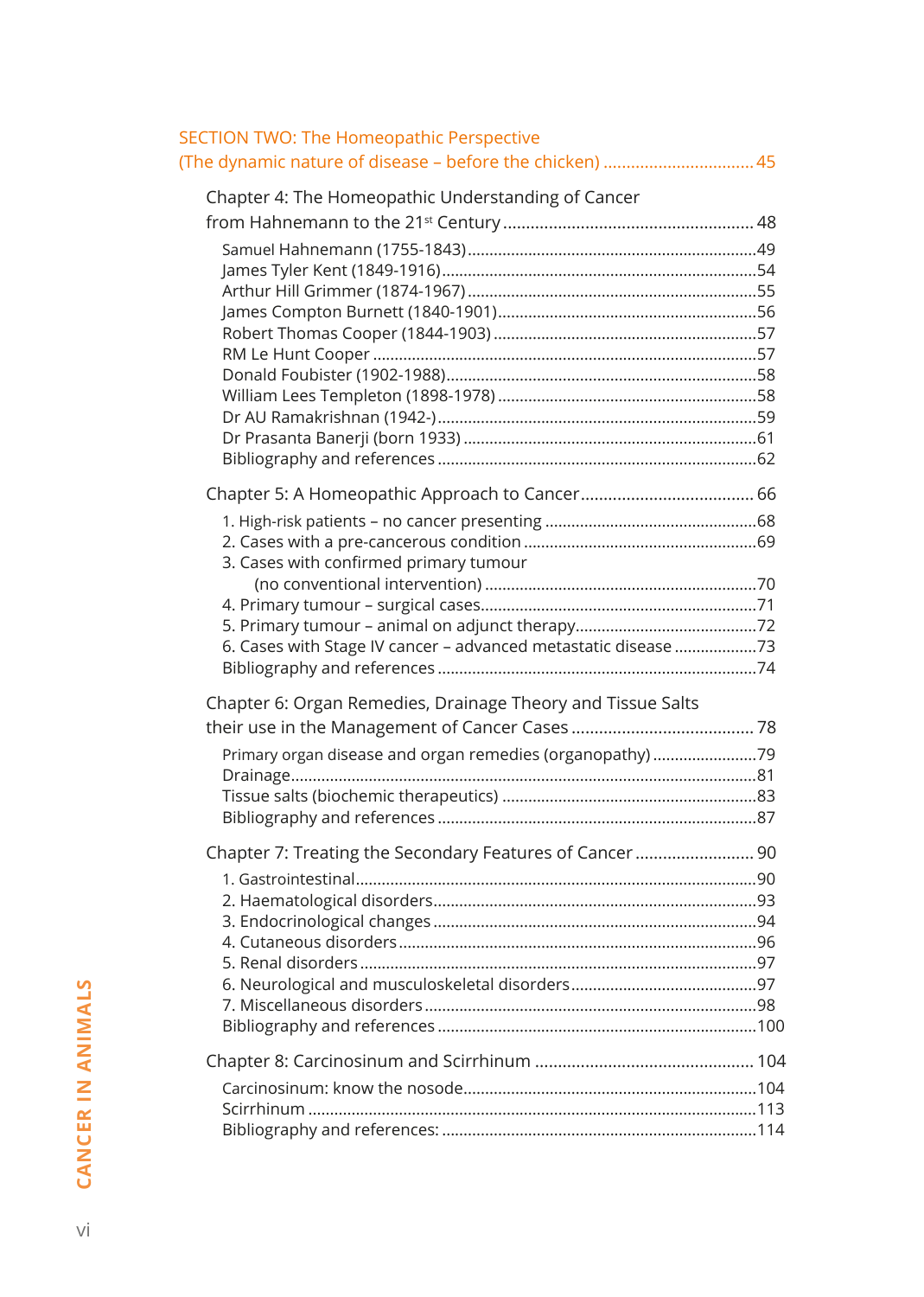## SECTION TWO: The Homeopathic Perspective (The dynamic nature of disease – before the chicken) ................................ 45

### Chapter 4: The Homeopathic Understanding of Cancer from Hahnemann to the 21st Century ........................................................ 48

- Samuel Hahnemann (1755-1843) ........................................................49
- James Tyler Kent (1849-1916) ........................................................54
- Arthur Hill Grimmer (1874-1967) ........................................................55
- James Compton Burnett (1840-1901) ........................................................56
- Robert Thomas Cooper (1844-1903) ........................................................57
- RM Le Hunt Cooper ........................................................57
- Donald Foubister (1902-1988) ........................................................58
- William Lees Templeton (1898-1978) ........................................................58
- Dr AU Ramakrishnan (1942-) ........................................................59
- Dr Prasanta Banerji (born 1933) ........................................................61
- Bibliography and references ........................................................62

### Chapter 5: A Homeopathic Approach to Cancer ........................................ 66

1. High-risk patients – no cancer presenting ........................................................68
2. Cases with a pre-cancerous condition ........................................................69
3. Cases with confirmed primary tumour (no conventional intervention) ........................................................70
4. Primary tumour – surgical cases ........................................................71
5. Primary tumour – animal on adjunct therapy ........................................................72
6. Cases with Stage IV cancer – advanced metastatic disease ........................................................73

Bibliography and references ........................................................74

### Chapter 6: Organ Remedies, Drainage Theory and Tissue Salts their use in the Management of Cancer Cases ........................................ 78

- Primary organ disease and organ remedies (organopathy) ........................................................79
- Drainage ........................................................81
- Tissue salts (biochemic therapeutics) ........................................................83
- Bibliography and references ........................................................87

### Chapter 7: Treating the Secondary Features of Cancer ........................................ 90

1. Gastrointestinal ........................................................90
2. Haematological disorders ........................................................93
3. Endocrinological changes ........................................................94
4. Cutaneous disorders ........................................................96
5. Renal disorders ........................................................97
6. Neurological and musculoskeletal disorders ........................................................97
7. Miscellaneous disorders ........................................................98

Bibliography and references ........................................................100

### Chapter 8: Carcinosinum and Scirrhinum ........................................ 104

- Carcinosinum: know the nosode ........................................................104
- Scirrhinum ........................................................113
- Bibliography and references: ........................................................114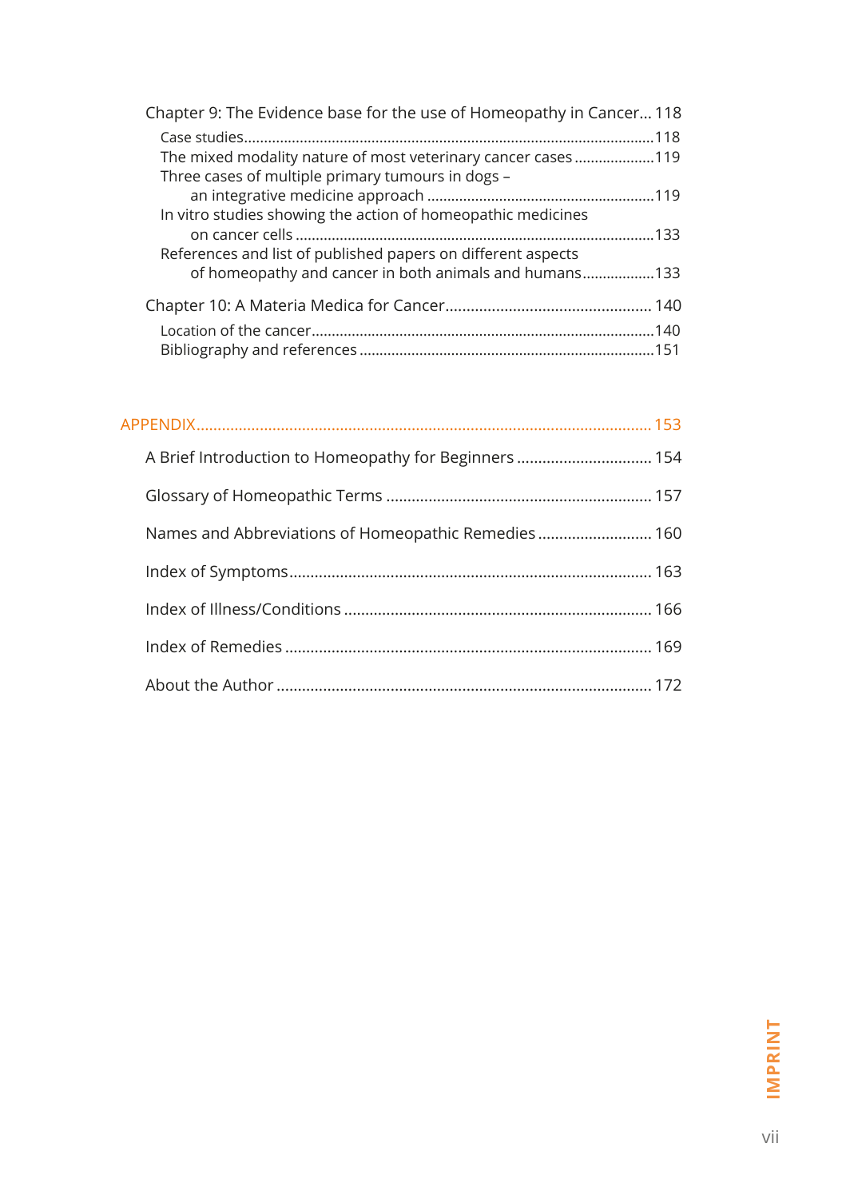Chapter 9: The Evidence base for the use of Homeopathy in Cancer... 118

- Case studies... 118
- The mixed modality nature of most veterinary cancer cases... 119
- Three cases of multiple primary tumours in dogs – an integrative medicine approach... 119
- In vitro studies showing the action of homeopathic medicines on cancer cells... 133
- References and list of published papers on different aspects of homeopathy and cancer in both animals and humans... 133

Chapter 10: A Materia Medica for Cancer... 140

- Location of the cancer... 140
- Bibliography and references... 151

APPENDIX... 153

A Brief Introduction to Homeopathy for Beginners... 154

Glossary of Homeopathic Terms... 157

Names and Abbreviations of Homeopathic Remedies... 160

Index of Symptoms... 163

Index of Illness/Conditions... 166

Index of Remedies... 169

About the Author... 172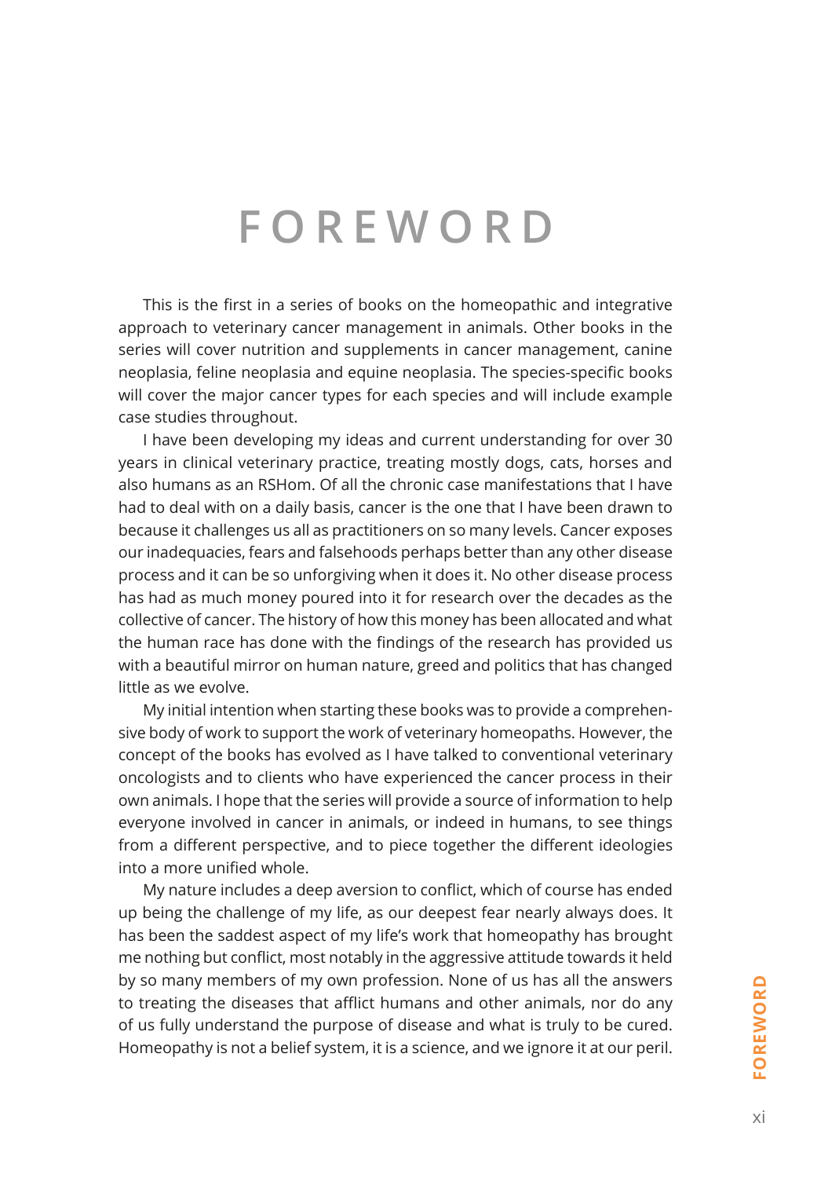# FOREWORD

This is the first in a series of books on the homeopathic and integrative approach to veterinary cancer management in animals. Other books in the series will cover nutrition and supplements in cancer management, canine neoplasia, feline neoplasia and equine neoplasia. The species-specific books will cover the major cancer types for each species and will include example case studies throughout.

I have been developing my ideas and current understanding for over 30 years in clinical veterinary practice, treating mostly dogs, cats, horses and also humans as an RSHom. Of all the chronic case manifestations that I have had to deal with on a daily basis, cancer is the one that I have been drawn to because it challenges us all as practitioners on so many levels. Cancer exposes our inadequacies, fears and falsehoods perhaps better than any other disease process and it can be so unforgiving when it does it. No other disease process has had as much money poured into it for research over the decades as the collective of cancer. The history of how this money has been allocated and what the human race has done with the findings of the research has provided us with a beautiful mirror on human nature, greed and politics that has changed little as we evolve.

My initial intention when starting these books was to provide a comprehensive body of work to support the work of veterinary homeopaths. However, the concept of the books has evolved as I have talked to conventional veterinary oncologists and to clients who have experienced the cancer process in their own animals. I hope that the series will provide a source of information to help everyone involved in cancer in animals, or indeed in humans, to see things from a different perspective, and to piece together the different ideologies into a more unified whole.

My nature includes a deep aversion to conflict, which of course has ended up being the challenge of my life, as our deepest fear nearly always does. It has been the saddest aspect of my life's work that homeopathy has brought me nothing but conflict, most notably in the aggressive attitude towards it held by so many members of my own profession. None of us has all the answers to treating the diseases that afflict humans and other animals, nor do any of us fully understand the purpose of disease and what is truly to be cured. Homeopathy is not a belief system, it is a science, and we ignore it at our peril.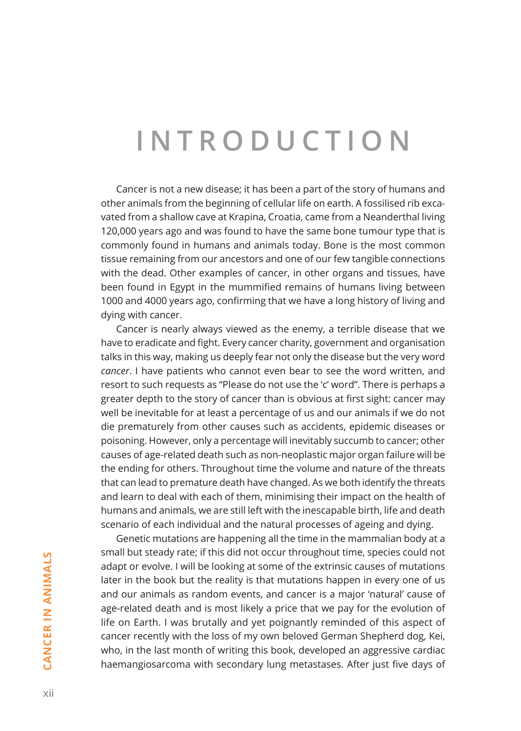# INTRODUCTION

Cancer is not a new disease; it has been a part of the story of humans and other animals from the beginning of cellular life on earth. A fossilised rib excavated from a shallow cave at Krapina, Croatia, came from a Neanderthal living 120,000 years ago and was found to have the same bone tumour type that is commonly found in humans and animals today. Bone is the most common tissue remaining from our ancestors and one of our few tangible connections with the dead. Other examples of cancer, in other organs and tissues, have been found in Egypt in the mummified remains of humans living between 1000 and 4000 years ago, confirming that we have a long history of living and dying with cancer.

Cancer is nearly always viewed as the enemy, a terrible disease that we have to eradicate and fight. Every cancer charity, government and organisation talks in this way, making us deeply fear not only the disease but the very word *cancer*. I have patients who cannot even bear to see the word written, and resort to such requests as "Please do not use the 'c' word". There is perhaps a greater depth to the story of cancer than is obvious at first sight: cancer may well be inevitable for at least a percentage of us and our animals if we do not die prematurely from other causes such as accidents, epidemic diseases or poisoning. However, only a percentage will inevitably succumb to cancer; other causes of age-related death such as non-neoplastic major organ failure will be the ending for others. Throughout time the volume and nature of the threats that can lead to premature death have changed. As we both identify the threats and learn to deal with each of them, minimising their impact on the health of humans and animals, we are still left with the inescapable birth, life and death scenario of each individual and the natural processes of ageing and dying.

Genetic mutations are happening all the time in the mammalian body at a small but steady rate; if this did not occur throughout time, species could not adapt or evolve. I will be looking at some of the extrinsic causes of mutations later in the book but the reality is that mutations happen in every one of us and our animals as random events, and cancer is a major 'natural' cause of age-related death and is most likely a price that we pay for the evolution of life on Earth. I was brutally and yet poignantly reminded of this aspect of cancer recently with the loss of my own beloved German Shepherd dog, Kei, who, in the last month of writing this book, developed an aggressive cardiac haemangiosarcoma with secondary lung metastases. After just five days of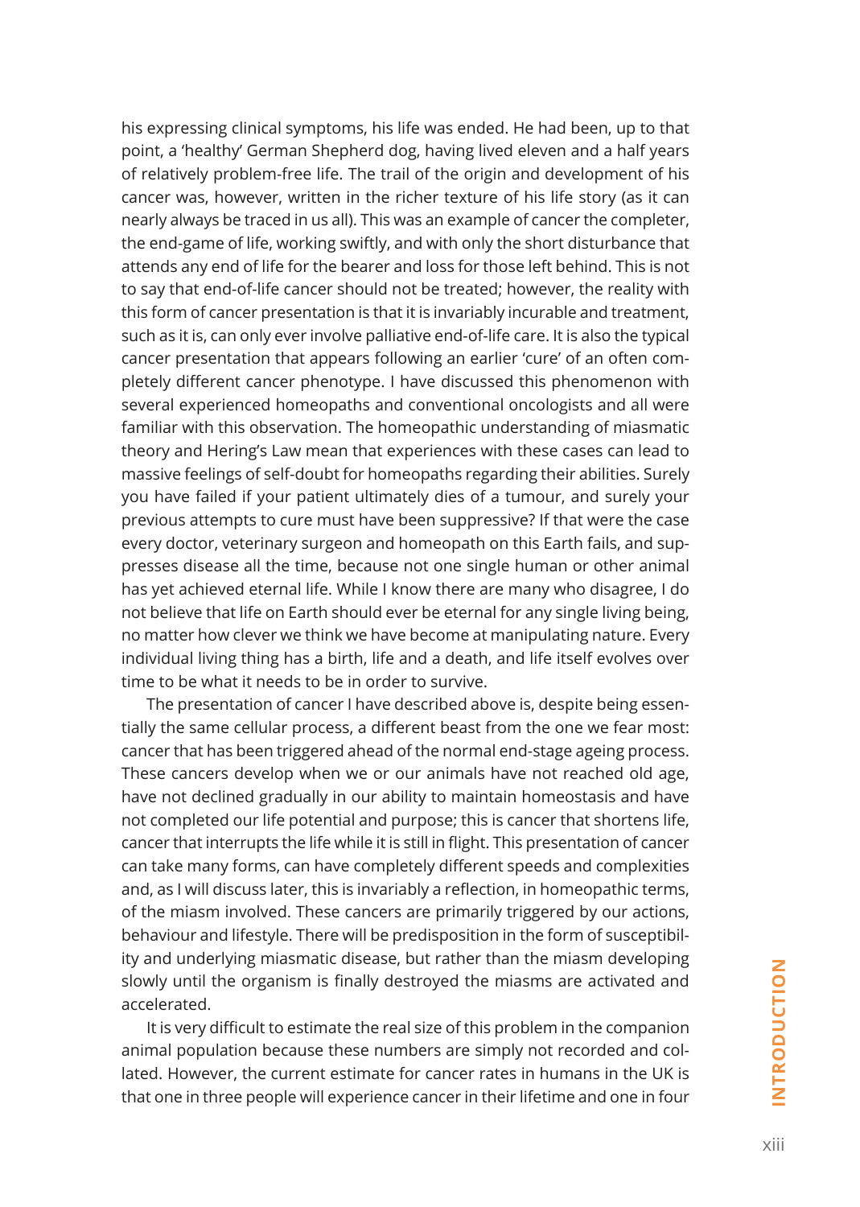his expressing clinical symptoms, his life was ended. He had been, up to that point, a 'healthy' German Shepherd dog, having lived eleven and a half years of relatively problem-free life. The trail of the origin and development of his cancer was, however, written in the richer texture of his life story (as it can nearly always be traced in us all). This was an example of cancer the completer, the end-game of life, working swiftly, and with only the short disturbance that attends any end of life for the bearer and loss for those left behind. This is not to say that end-of-life cancer should not be treated; however, the reality with this form of cancer presentation is that it is invariably incurable and treatment, such as it is, can only ever involve palliative end-of-life care. It is also the typical cancer presentation that appears following an earlier 'cure' of an often completely different cancer phenotype. I have discussed this phenomenon with several experienced homeopaths and conventional oncologists and all were familiar with this observation. The homeopathic understanding of miasmatic theory and Hering's Law mean that experiences with these cases can lead to massive feelings of self-doubt for homeopaths regarding their abilities. Surely you have failed if your patient ultimately dies of a tumour, and surely your previous attempts to cure must have been suppressive? If that were the case every doctor, veterinary surgeon and homeopath on this Earth fails, and suppresses disease all the time, because not one single human or other animal has yet achieved eternal life. While I know there are many who disagree, I do not believe that life on Earth should ever be eternal for any single living being, no matter how clever we think we have become at manipulating nature. Every individual living thing has a birth, life and a death, and life itself evolves over time to be what it needs to be in order to survive.

The presentation of cancer I have described above is, despite being essentially the same cellular process, a different beast from the one we fear most: cancer that has been triggered ahead of the normal end-stage ageing process. These cancers develop when we or our animals have not reached old age, have not declined gradually in our ability to maintain homeostasis and have not completed our life potential and purpose; this is cancer that shortens life, cancer that interrupts the life while it is still in flight. This presentation of cancer can take many forms, can have completely different speeds and complexities and, as I will discuss later, this is invariably a reflection, in homeopathic terms, of the miasm involved. These cancers are primarily triggered by our actions, behaviour and lifestyle. There will be predisposition in the form of susceptibility and underlying miasmatic disease, but rather than the miasm developing slowly until the organism is finally destroyed the miasms are activated and accelerated.

It is very difficult to estimate the real size of this problem in the companion animal population because these numbers are simply not recorded and collated. However, the current estimate for cancer rates in humans in the UK is that one in three people will experience cancer in their lifetime and one in four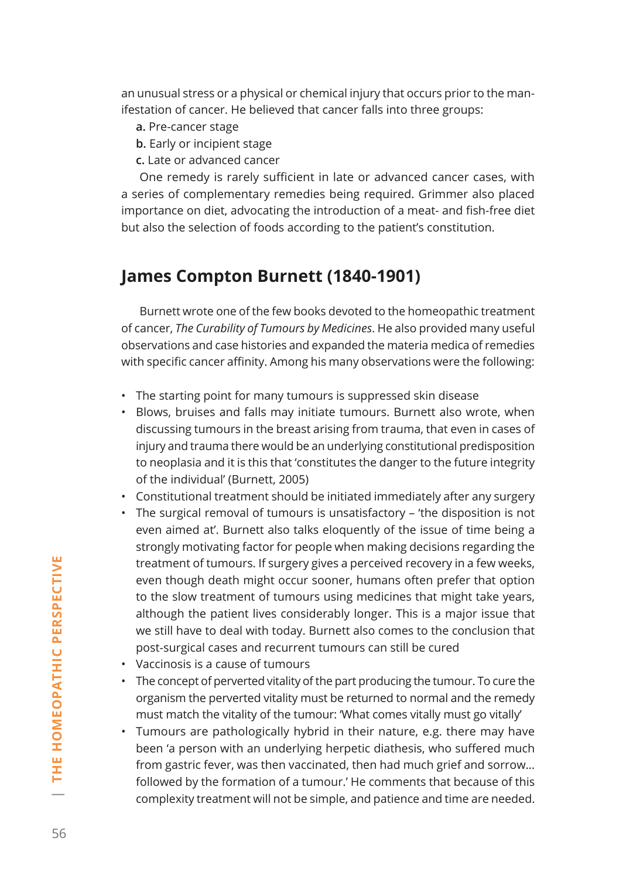an unusual stress or a physical or chemical injury that occurs prior to the manifestation of cancer. He believed that cancer falls into three groups:

**a.** Pre-cancer stage
**b.** Early or incipient stage
**c.** Late or advanced cancer

One remedy is rarely sufficient in late or advanced cancer cases, with a series of complementary remedies being required. Grimmer also placed importance on diet, advocating the introduction of a meat- and fish-free diet but also the selection of foods according to the patient's constitution.

## James Compton Burnett (1840-1901)

Burnett wrote one of the few books devoted to the homeopathic treatment of cancer, *The Curability of Tumours by Medicines*. He also provided many useful observations and case histories and expanded the materia medica of remedies with specific cancer affinity. Among his many observations were the following:

- The starting point for many tumours is suppressed skin disease
- Blows, bruises and falls may initiate tumours. Burnett also wrote, when discussing tumours in the breast arising from trauma, that even in cases of injury and trauma there would be an underlying constitutional predisposition to neoplasia and it is this that 'constitutes the danger to the future integrity of the individual' (Burnett, 2005)
- Constitutional treatment should be initiated immediately after any surgery
- The surgical removal of tumours is unsatisfactory – 'the disposition is not even aimed at'. Burnett also talks eloquently of the issue of time being a strongly motivating factor for people when making decisions regarding the treatment of tumours. If surgery gives a perceived recovery in a few weeks, even though death might occur sooner, humans often prefer that option to the slow treatment of tumours using medicines that might take years, although the patient lives considerably longer. This is a major issue that we still have to deal with today. Burnett also comes to the conclusion that post-surgical cases and recurrent tumours can still be cured
- Vaccinosis is a cause of tumours
- The concept of perverted vitality of the part producing the tumour. To cure the organism the perverted vitality must be returned to normal and the remedy must match the vitality of the tumour: 'What comes vitally must go vitally'
- Tumours are pathologically hybrid in their nature, e.g. there may have been 'a person with an underlying herpetic diathesis, who suffered much from gastric fever, was then vaccinated, then had much grief and sorrow… followed by the formation of a tumour.' He comments that because of this complexity treatment will not be simple, and patience and time are needed.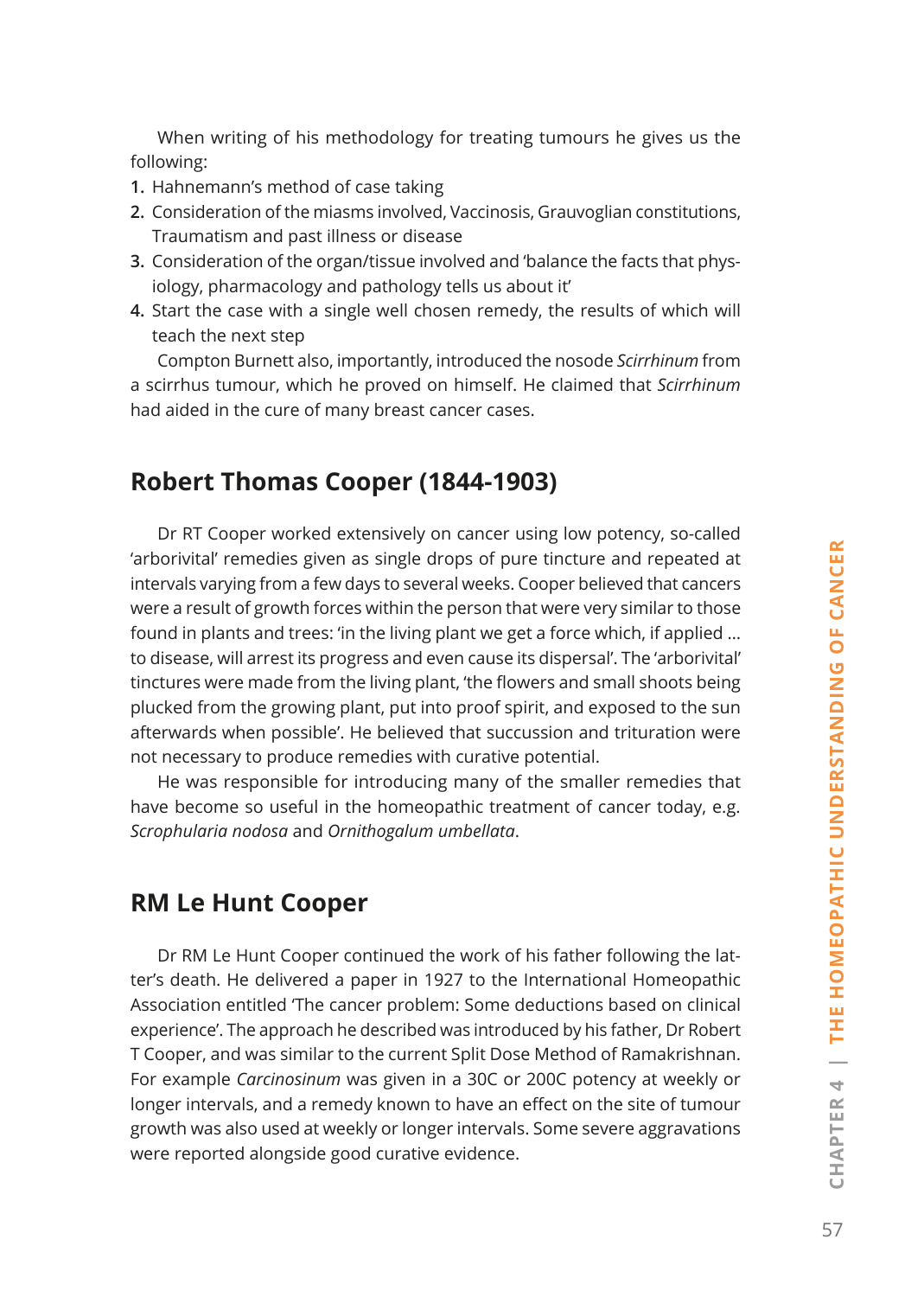When writing of his methodology for treating tumours he gives us the following:

1. Hahnemann's method of case taking
2. Consideration of the miasms involved, Vaccinosis, Grauvoglian constitutions, Traumatism and past illness or disease
3. Consideration of the organ/tissue involved and 'balance the facts that physiology, pharmacology and pathology tells us about it'
4. Start the case with a single well chosen remedy, the results of which will teach the next step

Compton Burnett also, importantly, introduced the nosode *Scirrhinum* from a scirrhus tumour, which he proved on himself. He claimed that *Scirrhinum* had aided in the cure of many breast cancer cases.

## Robert Thomas Cooper (1844-1903)

Dr RT Cooper worked extensively on cancer using low potency, so-called 'arborivital' remedies given as single drops of pure tincture and repeated at intervals varying from a few days to several weeks. Cooper believed that cancers were a result of growth forces within the person that were very similar to those found in plants and trees: 'in the living plant we get a force which, if applied … to disease, will arrest its progress and even cause its dispersal'. The 'arborivital' tinctures were made from the living plant, 'the flowers and small shoots being plucked from the growing plant, put into proof spirit, and exposed to the sun afterwards when possible'. He believed that succussion and trituration were not necessary to produce remedies with curative potential.

He was responsible for introducing many of the smaller remedies that have become so useful in the homeopathic treatment of cancer today, e.g. *Scrophularia nodosa* and *Ornithogalum umbellata*.

## RM Le Hunt Cooper

Dr RM Le Hunt Cooper continued the work of his father following the latter's death. He delivered a paper in 1927 to the International Homeopathic Association entitled 'The cancer problem: Some deductions based on clinical experience'. The approach he described was introduced by his father, Dr Robert T Cooper, and was similar to the current Split Dose Method of Ramakrishnan. For example *Carcinosinum* was given in a 30C or 200C potency at weekly or longer intervals, and a remedy known to have an effect on the site of tumour growth was also used at weekly or longer intervals. Some severe aggravations were reported alongside good curative evidence.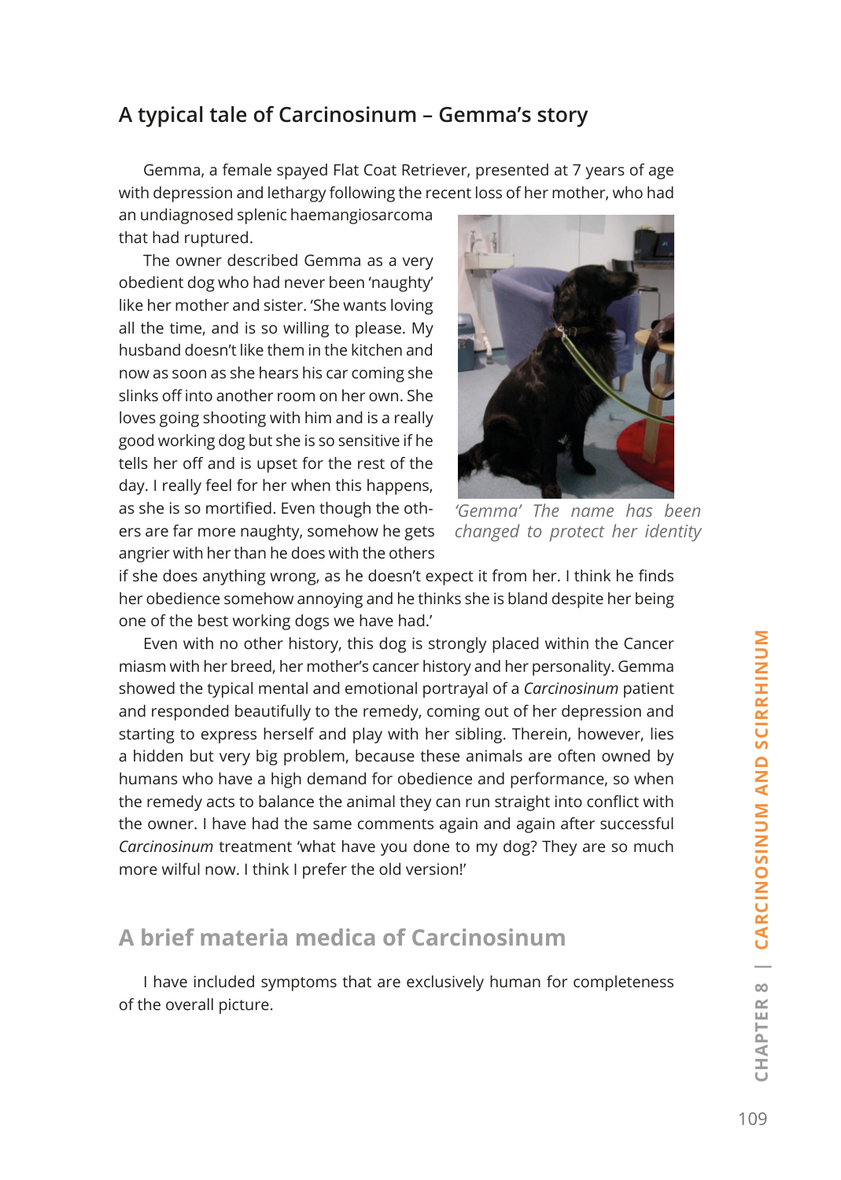## A typical tale of Carcinosinum – Gemma's story

Gemma, a female spayed Flat Coat Retriever, presented at 7 years of age with depression and lethargy following the recent loss of her mother, who had an undiagnosed splenic haemangiosarcoma that had ruptured.

The owner described Gemma as a very obedient dog who had never been 'naughty' like her mother and sister. 'She wants loving all the time, and is so willing to please. My husband doesn't like them in the kitchen and now as soon as she hears his car coming she slinks off into another room on her own. She loves going shooting with him and is a really good working dog but she is so sensitive if he tells her off and is upset for the rest of the day. I really feel for her when this happens, as she is so mortified. Even though the others are far more naughty, somehow he gets angrier with her than he does with the others if she does anything wrong, as he doesn't expect it from her. I think he finds her obedience somehow annoying and he thinks she is bland despite her being one of the best working dogs we have had.'

*'Gemma' The name has been changed to protect her identity*

Even with no other history, this dog is strongly placed within the Cancer miasm with her breed, her mother's cancer history and her personality. Gemma showed the typical mental and emotional portrayal of a *Carcinosinum* patient and responded beautifully to the remedy, coming out of her depression and starting to express herself and play with her sibling. Therein, however, lies a hidden but very big problem, because these animals are often owned by humans who have a high demand for obedience and performance, so when the remedy acts to balance the animal they can run straight into conflict with the owner. I have had the same comments again and again after successful *Carcinosinum* treatment 'what have you done to my dog? They are so much more wilful now. I think I prefer the old version!'

## A brief materia medica of Carcinosinum

I have included symptoms that are exclusively human for completeness of the overall picture.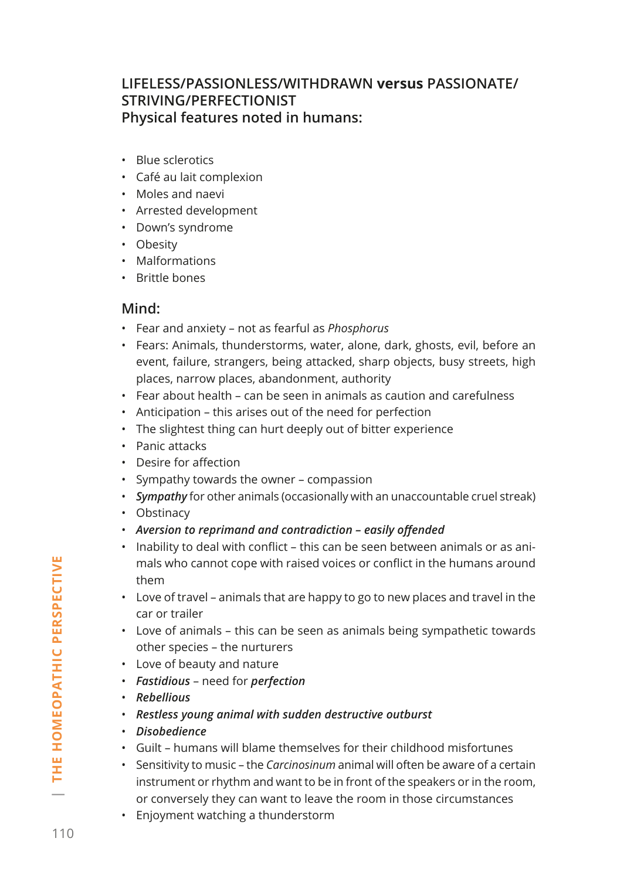## LIFELESS/PASSIONLESS/WITHDRAWN **versus** PASSIONATE/STRIVING/PERFECTIONIST

### Physical features noted in humans:

- Blue sclerotics
- Café au lait complexion
- Moles and naevi
- Arrested development
- Down's syndrome
- Obesity
- Malformations
- Brittle bones

### Mind:

- Fear and anxiety – not as fearful as *Phosphorus*
- Fears: Animals, thunderstorms, water, alone, dark, ghosts, evil, before an event, failure, strangers, being attacked, sharp objects, busy streets, high places, narrow places, abandonment, authority
- Fear about health – can be seen in animals as caution and carefulness
- Anticipation – this arises out of the need for perfection
- The slightest thing can hurt deeply out of bitter experience
- Panic attacks
- Desire for affection
- Sympathy towards the owner – compassion
- ***Sympathy*** for other animals (occasionally with an unaccountable cruel streak)
- Obstinacy
- ***Aversion to reprimand and contradiction – easily offended***
- Inability to deal with conflict – this can be seen between animals or as animals who cannot cope with raised voices or conflict in the humans around them
- Love of travel – animals that are happy to go to new places and travel in the car or trailer
- Love of animals – this can be seen as animals being sympathetic towards other species – the nurturers
- Love of beauty and nature
- ***Fastidious*** – need for ***perfection***
- ***Rebellious***
- ***Restless young animal with sudden destructive outburst***
- ***Disobedience***
- Guilt – humans will blame themselves for their childhood misfortunes
- Sensitivity to music – the *Carcinosinum* animal will often be aware of a certain instrument or rhythm and want to be in front of the speakers or in the room, or conversely they can want to leave the room in those circumstances
- Enjoyment watching a thunderstorm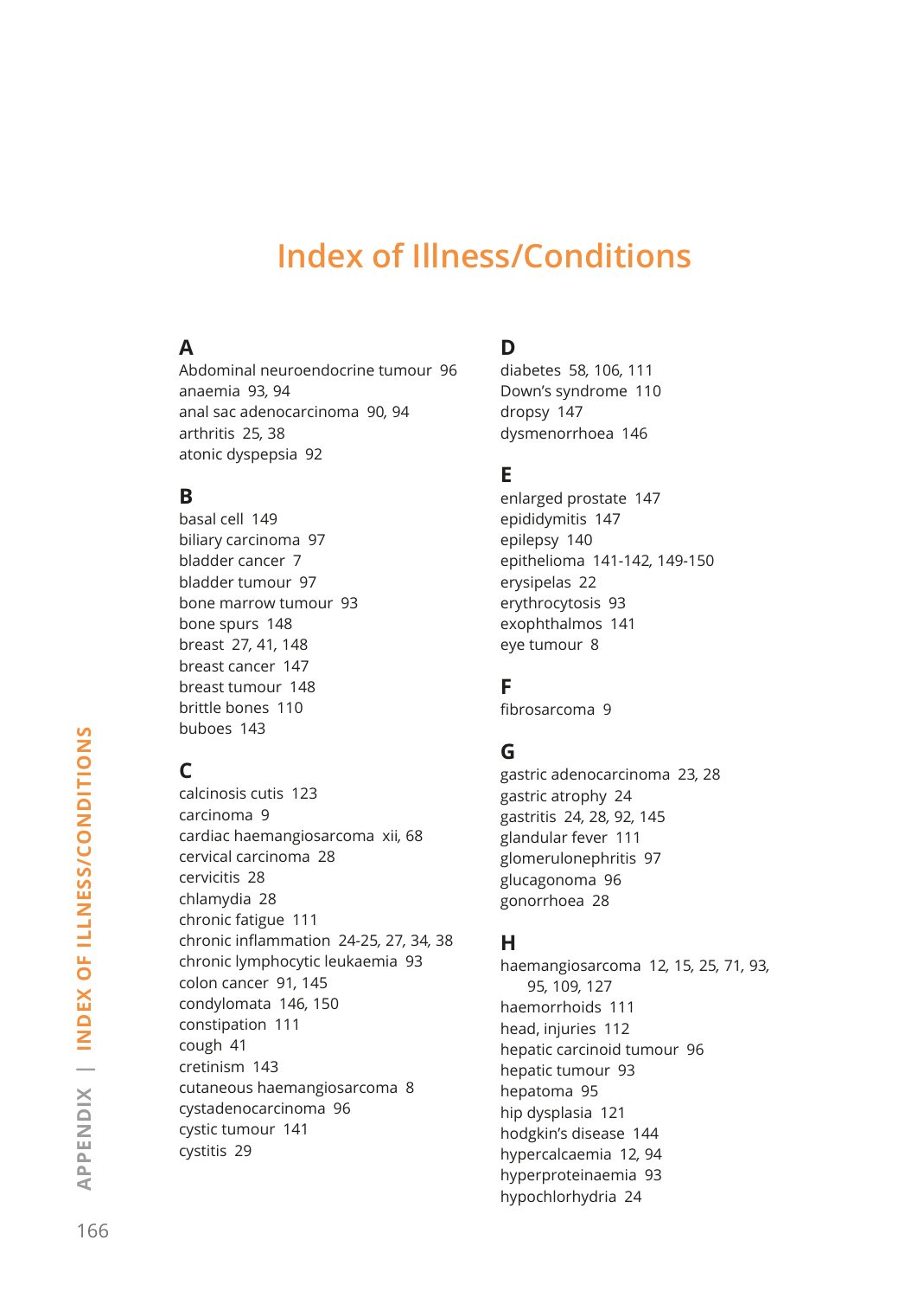# Index of Illness/Conditions

## A

Abdominal neuroendocrine tumour 96
anaemia 93, 94
anal sac adenocarcinoma 90, 94
arthritis 25, 38
atonic dyspepsia 92

## B

basal cell 149
biliary carcinoma 97
bladder cancer 7
bladder tumour 97
bone marrow tumour 93
bone spurs 148
breast 27, 41, 148
breast cancer 147
breast tumour 148
brittle bones 110
buboes 143

## C

calcinosis cutis 123
carcinoma 9
cardiac haemangiosarcoma xii, 68
cervical carcinoma 28
cervicitis 28
chlamydia 28
chronic fatigue 111
chronic inflammation 24-25, 27, 34, 38
chronic lymphocytic leukaemia 93
colon cancer 91, 145
condylomata 146, 150
constipation 111
cough 41
cretinism 143
cutaneous haemangiosarcoma 8
cystadenocarcinoma 96
cystic tumour 141
cystitis 29

## D

diabetes 58, 106, 111
Down's syndrome 110
dropsy 147
dysmenorrhoea 146

## E

enlarged prostate 147
epididymitis 147
epilepsy 140
epithelioma 141-142, 149-150
erysipelas 22
erythrocytosis 93
exophthalmos 141
eye tumour 8

## F

fibrosarcoma 9

## G

gastric adenocarcinoma 23, 28
gastric atrophy 24
gastritis 24, 28, 92, 145
glandular fever 111
glomerulonephritis 97
glucagonoma 96
gonorrhoea 28

## H

haemangiosarcoma 12, 15, 25, 71, 93, 95, 109, 127
haemorrhoids 111
head, injuries 112
hepatic carcinoid tumour 96
hepatic tumour 93
hepatoma 95
hip dysplasia 121
hodgkin's disease 144
hypercalcaemia 12, 94
hyperproteinaemia 93
hypochlorhydria 24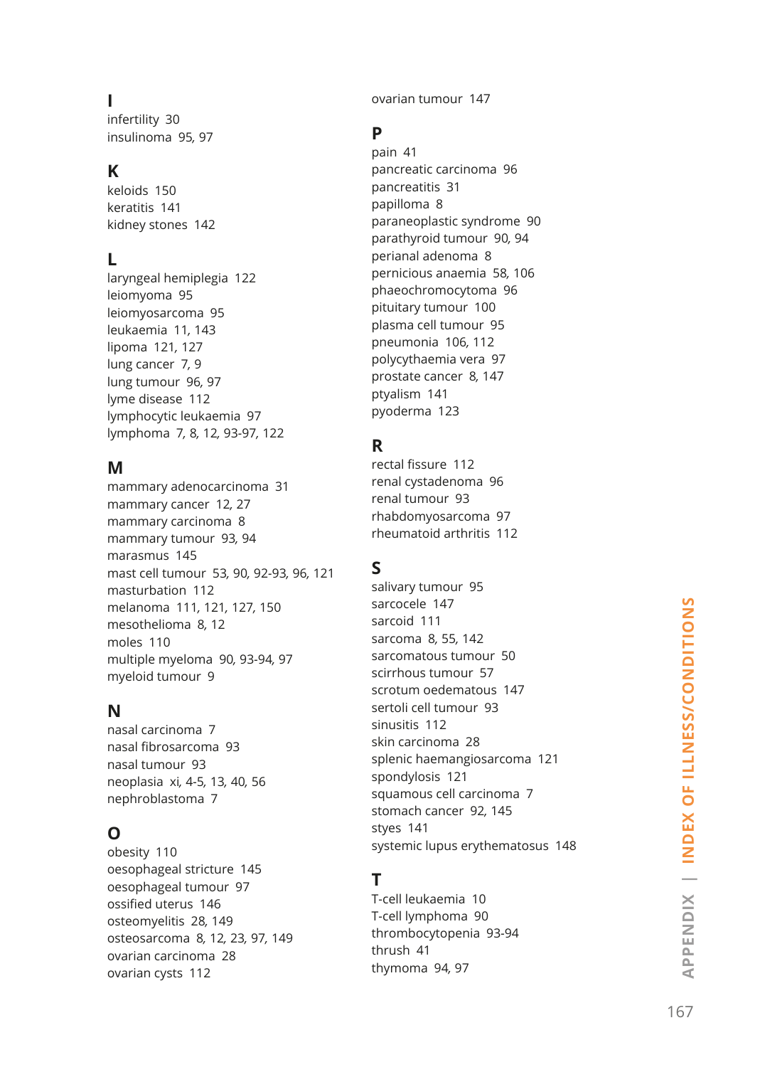## I

infertility 30
insulinoma 95, 97

## K

keloids 150
keratitis 141
kidney stones 142

## L

laryngeal hemiplegia 122
leiomyoma 95
leiomyosarcoma 95
leukaemia 11, 143
lipoma 121, 127
lung cancer 7, 9
lung tumour 96, 97
lyme disease 112
lymphocytic leukaemia 97
lymphoma 7, 8, 12, 93-97, 122

## M

mammary adenocarcinoma 31
mammary cancer 12, 27
mammary carcinoma 8
mammary tumour 93, 94
marasmus 145
mast cell tumour 53, 90, 92-93, 96, 121
masturbation 112
melanoma 111, 121, 127, 150
mesothelioma 8, 12
moles 110
multiple myeloma 90, 93-94, 97
myeloid tumour 9

## N

nasal carcinoma 7
nasal fibrosarcoma 93
nasal tumour 93
neoplasia xi, 4-5, 13, 40, 56
nephroblastoma 7

## O

obesity 110
oesophageal stricture 145
oesophageal tumour 97
ossified uterus 146
osteomyelitis 28, 149
osteosarcoma 8, 12, 23, 97, 149
ovarian carcinoma 28
ovarian cysts 112
ovarian tumour 147

## P

pain 41
pancreatic carcinoma 96
pancreatitis 31
papilloma 8
paraneoplastic syndrome 90
parathyroid tumour 90, 94
perianal adenoma 8
pernicious anaemia 58, 106
phaeochromocytoma 96
pituitary tumour 100
plasma cell tumour 95
pneumonia 106, 112
polycythaemia vera 97
prostate cancer 8, 147
ptyalism 141
pyoderma 123

## R

rectal fissure 112
renal cystadenoma 96
renal tumour 93
rhabdomyosarcoma 97
rheumatoid arthritis 112

## S

salivary tumour 95
sarcocele 147
sarcoid 111
sarcoma 8, 55, 142
sarcomatous tumour 50
scirrhous tumour 57
scrotum oedematous 147
sertoli cell tumour 93
sinusitis 112
skin carcinoma 28
splenic haemangiosarcoma 121
spondylosis 121
squamous cell carcinoma 7
stomach cancer 92, 145
styes 141
systemic lupus erythematosus 148

## T

T-cell leukaemia 10
T-cell lymphoma 90
thrombocytopenia 93-94
thrush 41
thymoma 94, 97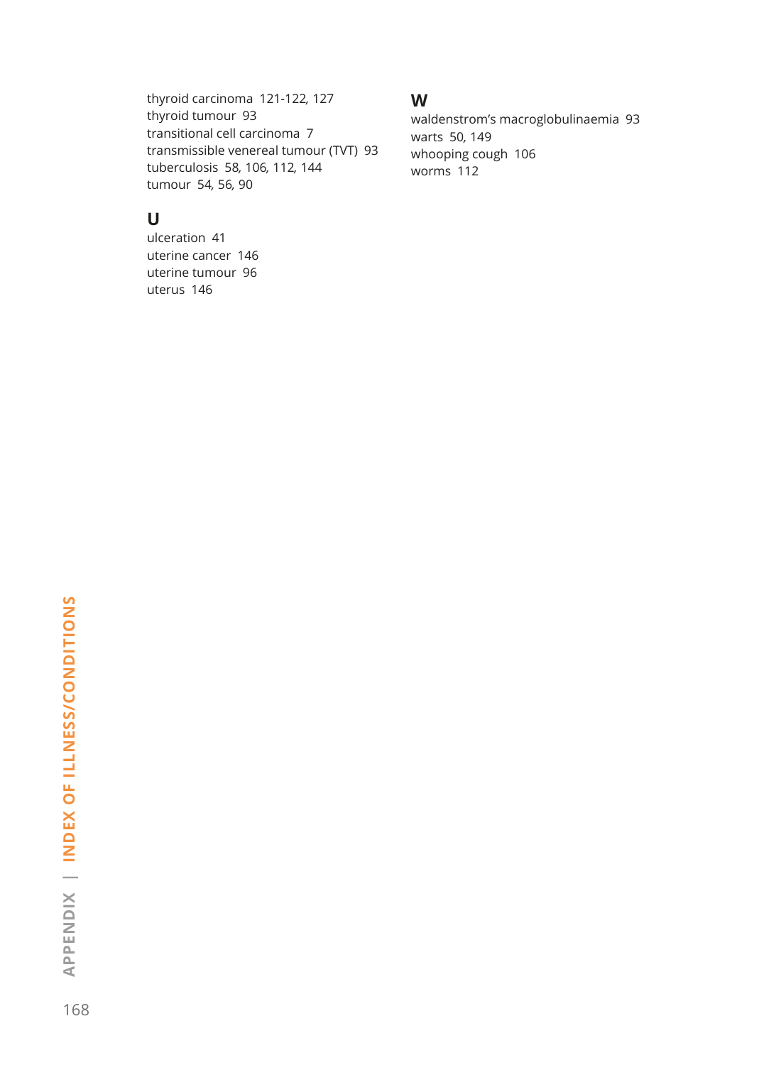thyroid carcinoma 121-122, 127
thyroid tumour 93
transitional cell carcinoma 7
transmissible venereal tumour (TVT) 93
tuberculosis 58, 106, 112, 144
tumour 54, 56, 90

## U

ulceration 41
uterine cancer 146
uterine tumour 96
uterus 146

## W

waldenstrom's macroglobulinaemia 93
warts 50, 149
whooping cough 106
worms 112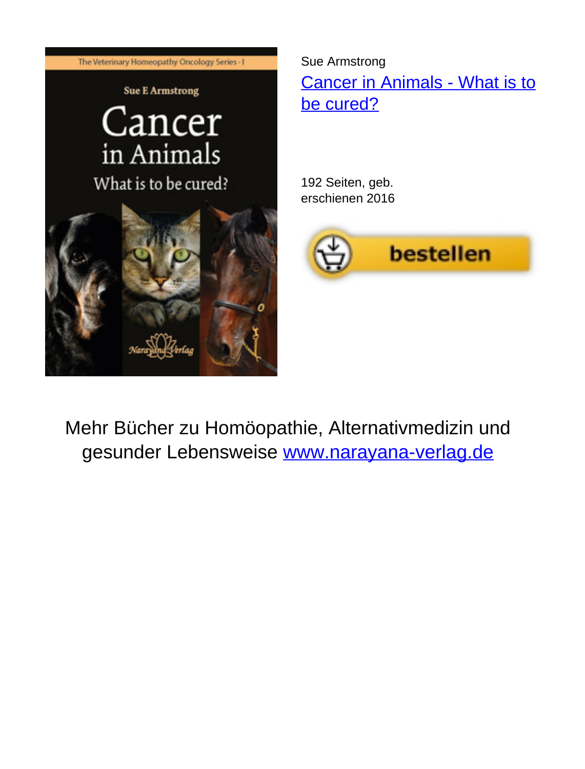Sue Armstrong

[Cancer in Animals - What is to be cured?](#)

192 Seiten, geb.
erschienen 2016

bestellen

Mehr Bücher zu Homöopathie, Alternativmedizin und gesunder Lebensweise [www.narayana-verlag.de](http://www.narayana-verlag.de)